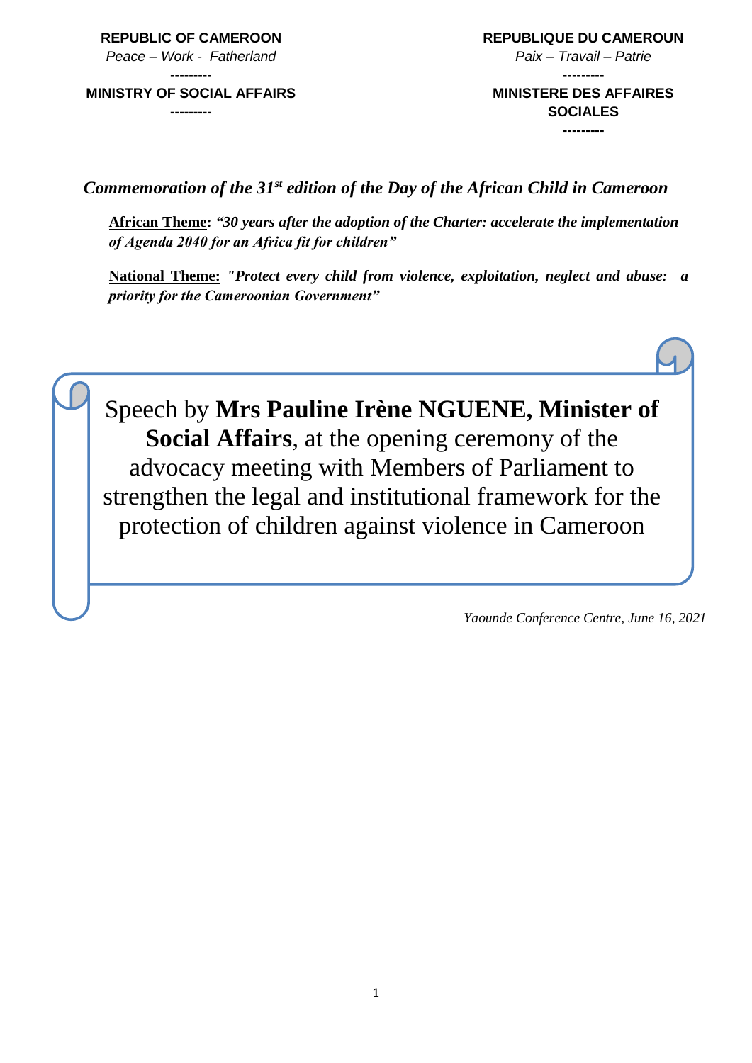**REPUBLIC OF CAMEROON**
*Peace – Work - Fatherland*
---------
**MINISTRY OF SOCIAL AFFAIRS**
---------

**REPUBLIQUE DU CAMEROUN**
*Paix – Travail – Patrie*
---------
**MINISTERE DES AFFAIRES SOCIALES**
---------

## *Commemoration of the 31st edition of the Day of the African Child in Cameroon*

**African Theme:** ***"30 years after the adoption of the Charter: accelerate the implementation of Agenda 2040 for an Africa fit for children"***

**National Theme:** ***"Protect every child from violence, exploitation, neglect and abuse: a priority for the Cameroonian Government"***

# Speech by **Mrs Pauline Irène NGUENE, Minister of Social Affairs**, at the opening ceremony of the advocacy meeting with Members of Parliament to strengthen the legal and institutional framework for the protection of children against violence in Cameroon

*Yaounde Conference Centre, June 16, 2021*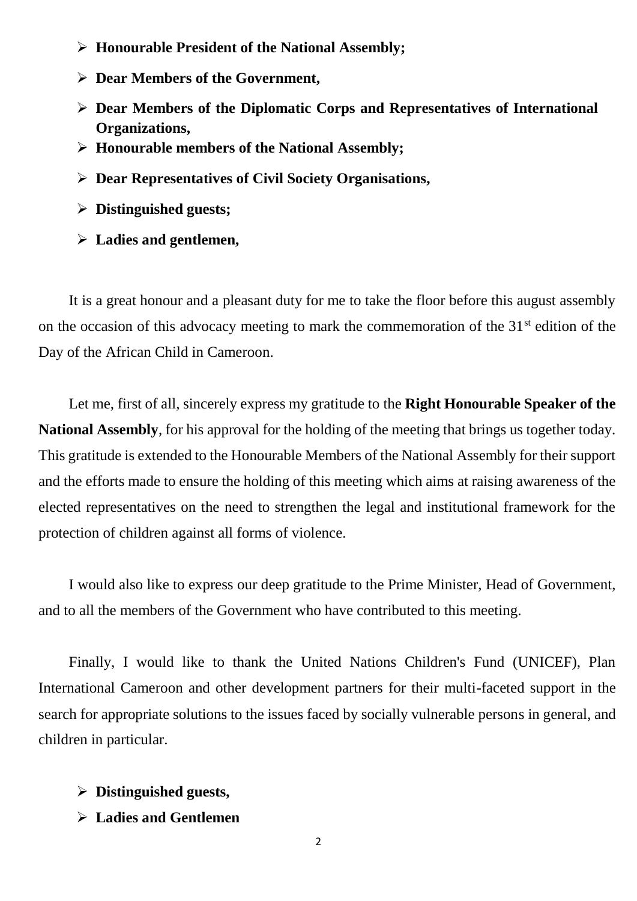- **Honourable President of the National Assembly;**
- **Dear Members of the Government,**
- **Dear Members of the Diplomatic Corps and Representatives of International Organizations,**
- **Honourable members of the National Assembly;**
- **Dear Representatives of Civil Society Organisations,**
- **Distinguished guests;**
- **Ladies and gentlemen,**

It is a great honour and a pleasant duty for me to take the floor before this august assembly on the occasion of this advocacy meeting to mark the commemoration of the 31st edition of the Day of the African Child in Cameroon.

Let me, first of all, sincerely express my gratitude to the **Right Honourable Speaker of the National Assembly**, for his approval for the holding of the meeting that brings us together today. This gratitude is extended to the Honourable Members of the National Assembly for their support and the efforts made to ensure the holding of this meeting which aims at raising awareness of the elected representatives on the need to strengthen the legal and institutional framework for the protection of children against all forms of violence.

I would also like to express our deep gratitude to the Prime Minister, Head of Government, and to all the members of the Government who have contributed to this meeting.

Finally, I would like to thank the United Nations Children's Fund (UNICEF), Plan International Cameroon and other development partners for their multi-faceted support in the search for appropriate solutions to the issues faced by socially vulnerable persons in general, and children in particular.

- **Distinguished guests,**
- **Ladies and Gentlemen**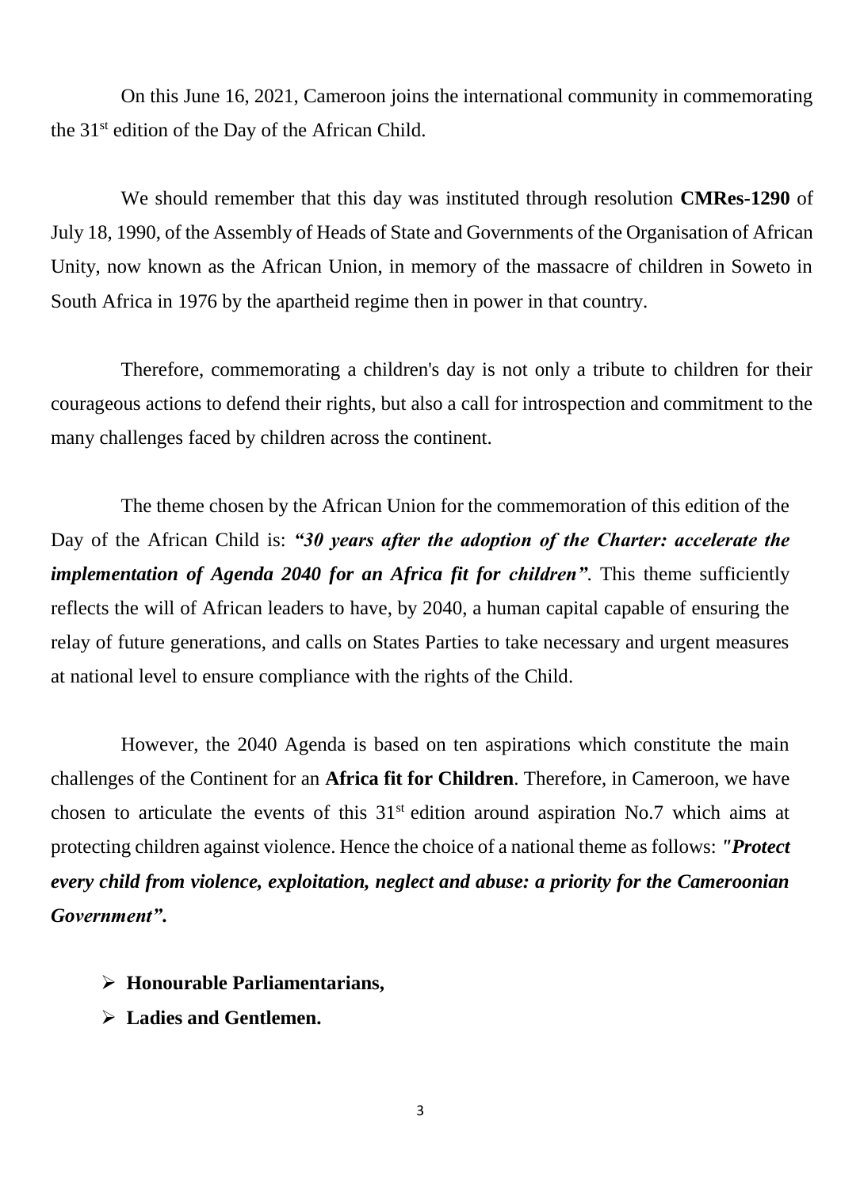On this June 16, 2021, Cameroon joins the international community in commemorating the 31st edition of the Day of the African Child.

We should remember that this day was instituted through resolution **CMRes-1290** of July 18, 1990, of the Assembly of Heads of State and Governments of the Organisation of African Unity, now known as the African Union, in memory of the massacre of children in Soweto in South Africa in 1976 by the apartheid regime then in power in that country.

Therefore, commemorating a children's day is not only a tribute to children for their courageous actions to defend their rights, but also a call for introspection and commitment to the many challenges faced by children across the continent.

The theme chosen by the African Union for the commemoration of this edition of the Day of the African Child is: ***"30 years after the adoption of the Charter: accelerate the implementation of Agenda 2040 for an Africa fit for children"***. This theme sufficiently reflects the will of African leaders to have, by 2040, a human capital capable of ensuring the relay of future generations, and calls on States Parties to take necessary and urgent measures at national level to ensure compliance with the rights of the Child.

However, the 2040 Agenda is based on ten aspirations which constitute the main challenges of the Continent for an **Africa fit for Children**. Therefore, in Cameroon, we have chosen to articulate the events of this 31st edition around aspiration No.7 which aims at protecting children against violence. Hence the choice of a national theme as follows: ***"Protect every child from violence, exploitation, neglect and abuse: a priority for the Cameroonian Government".***

- **Honourable Parliamentarians,**
- **Ladies and Gentlemen.**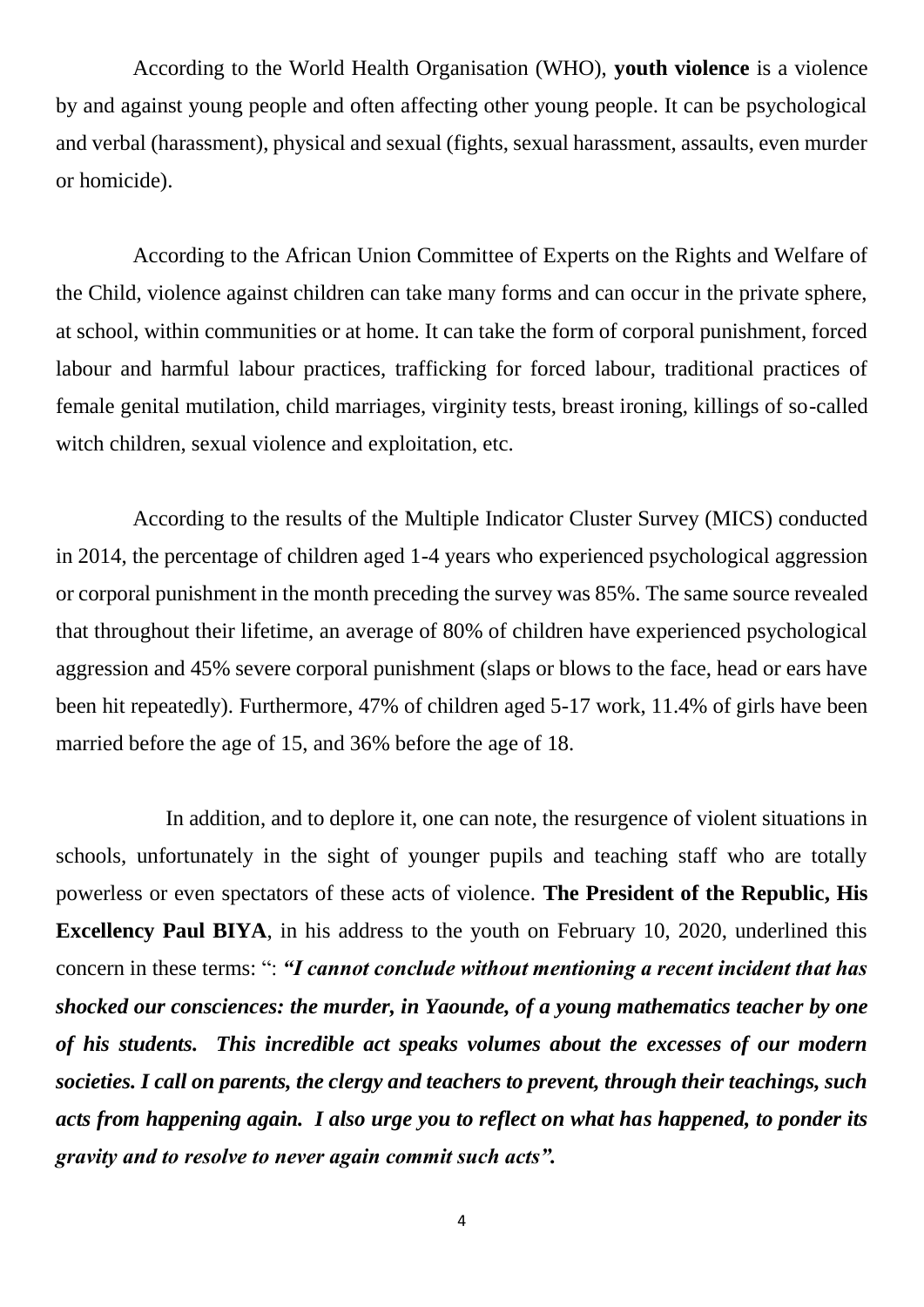According to the World Health Organisation (WHO), **youth violence** is a violence by and against young people and often affecting other young people. It can be psychological and verbal (harassment), physical and sexual (fights, sexual harassment, assaults, even murder or homicide).

According to the African Union Committee of Experts on the Rights and Welfare of the Child, violence against children can take many forms and can occur in the private sphere, at school, within communities or at home. It can take the form of corporal punishment, forced labour and harmful labour practices, trafficking for forced labour, traditional practices of female genital mutilation, child marriages, virginity tests, breast ironing, killings of so-called witch children, sexual violence and exploitation, etc.

According to the results of the Multiple Indicator Cluster Survey (MICS) conducted in 2014, the percentage of children aged 1-4 years who experienced psychological aggression or corporal punishment in the month preceding the survey was 85%. The same source revealed that throughout their lifetime, an average of 80% of children have experienced psychological aggression and 45% severe corporal punishment (slaps or blows to the face, head or ears have been hit repeatedly). Furthermore, 47% of children aged 5-17 work, 11.4% of girls have been married before the age of 15, and 36% before the age of 18.

In addition, and to deplore it, one can note, the resurgence of violent situations in schools, unfortunately in the sight of younger pupils and teaching staff who are totally powerless or even spectators of these acts of violence. **The President of the Republic, His Excellency Paul BIYA**, in his address to the youth on February 10, 2020, underlined this concern in these terms: ": ***"I cannot conclude without mentioning a recent incident that has shocked our consciences: the murder, in Yaounde, of a young mathematics teacher by one of his students. This incredible act speaks volumes about the excesses of our modern societies. I call on parents, the clergy and teachers to prevent, through their teachings, such acts from happening again. I also urge you to reflect on what has happened, to ponder its gravity and to resolve to never again commit such acts".***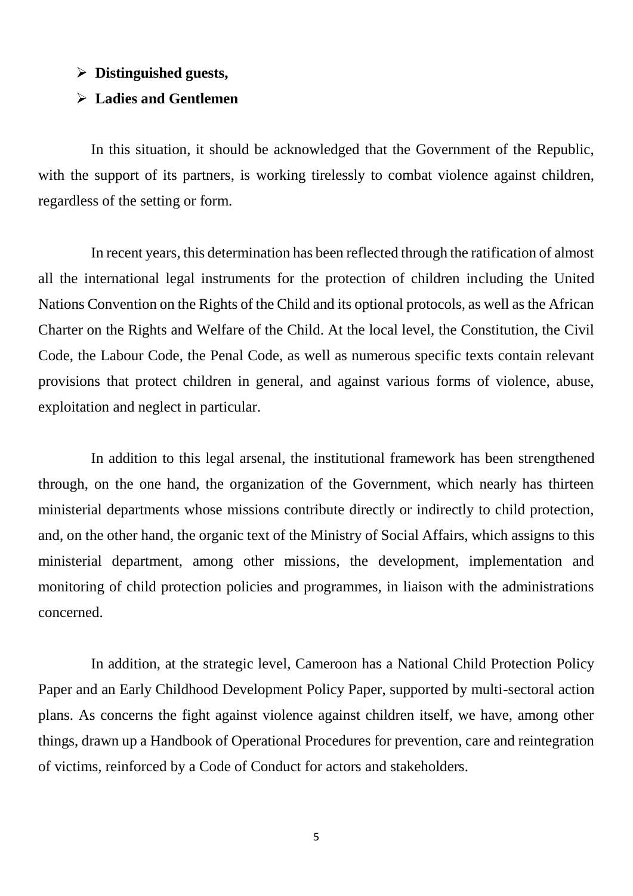- **Distinguished guests,**
- **Ladies and Gentlemen**

In this situation, it should be acknowledged that the Government of the Republic, with the support of its partners, is working tirelessly to combat violence against children, regardless of the setting or form.

In recent years, this determination has been reflected through the ratification of almost all the international legal instruments for the protection of children including the United Nations Convention on the Rights of the Child and its optional protocols, as well as the African Charter on the Rights and Welfare of the Child. At the local level, the Constitution, the Civil Code, the Labour Code, the Penal Code, as well as numerous specific texts contain relevant provisions that protect children in general, and against various forms of violence, abuse, exploitation and neglect in particular.

In addition to this legal arsenal, the institutional framework has been strengthened through, on the one hand, the organization of the Government, which nearly has thirteen ministerial departments whose missions contribute directly or indirectly to child protection, and, on the other hand, the organic text of the Ministry of Social Affairs, which assigns to this ministerial department, among other missions, the development, implementation and monitoring of child protection policies and programmes, in liaison with the administrations concerned.

In addition, at the strategic level, Cameroon has a National Child Protection Policy Paper and an Early Childhood Development Policy Paper, supported by multi-sectoral action plans. As concerns the fight against violence against children itself, we have, among other things, drawn up a Handbook of Operational Procedures for prevention, care and reintegration of victims, reinforced by a Code of Conduct for actors and stakeholders.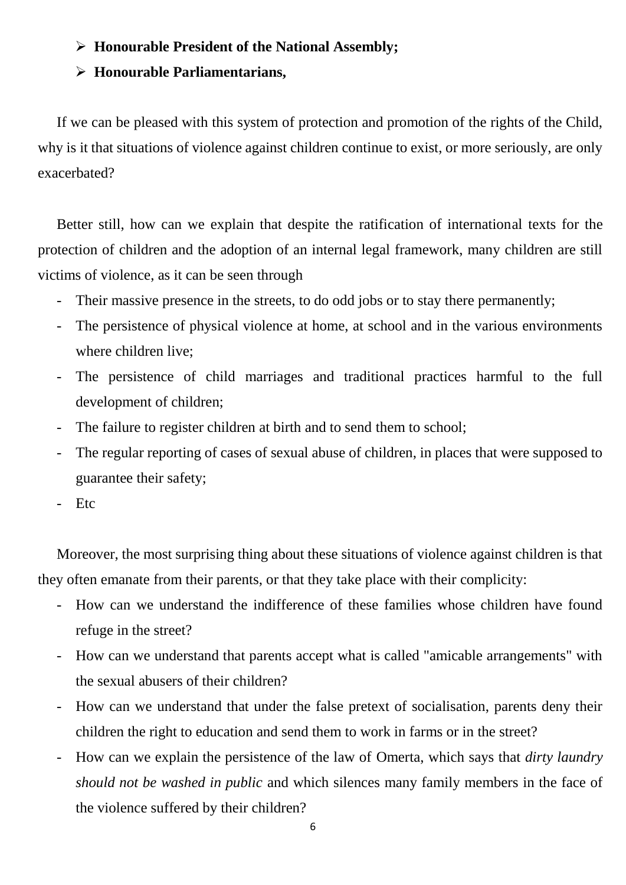- **Honourable President of the National Assembly;**
- **Honourable Parliamentarians,**

If we can be pleased with this system of protection and promotion of the rights of the Child, why is it that situations of violence against children continue to exist, or more seriously, are only exacerbated?

Better still, how can we explain that despite the ratification of international texts for the protection of children and the adoption of an internal legal framework, many children are still victims of violence, as it can be seen through

- Their massive presence in the streets, to do odd jobs or to stay there permanently;
- The persistence of physical violence at home, at school and in the various environments where children live;
- The persistence of child marriages and traditional practices harmful to the full development of children;
- The failure to register children at birth and to send them to school;
- The regular reporting of cases of sexual abuse of children, in places that were supposed to guarantee their safety;
- Etc

Moreover, the most surprising thing about these situations of violence against children is that they often emanate from their parents, or that they take place with their complicity:

- How can we understand the indifference of these families whose children have found refuge in the street?
- How can we understand that parents accept what is called "amicable arrangements" with the sexual abusers of their children?
- How can we understand that under the false pretext of socialisation, parents deny their children the right to education and send them to work in farms or in the street?
- How can we explain the persistence of the law of Omerta, which says that *dirty laundry should not be washed in public* and which silences many family members in the face of the violence suffered by their children?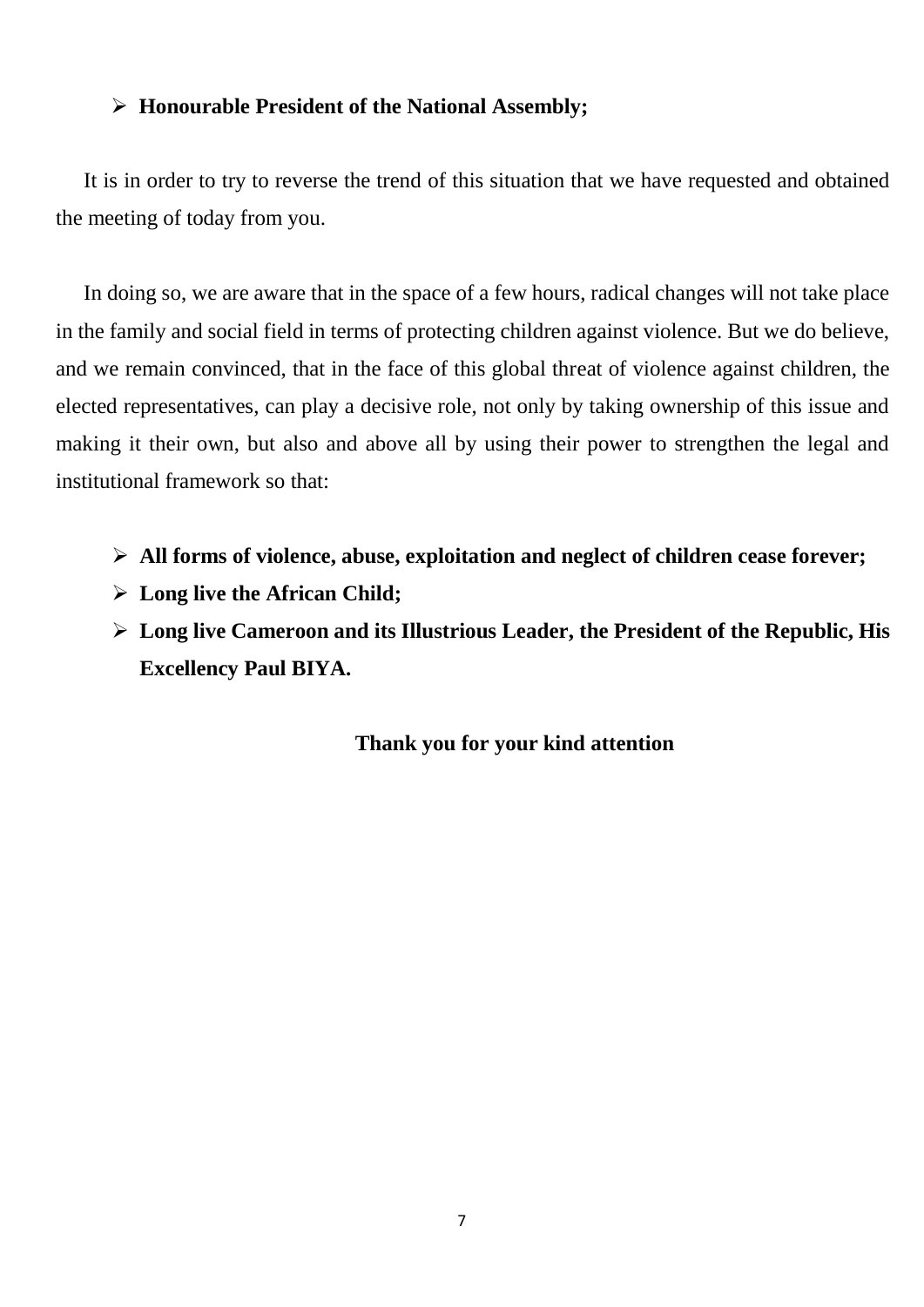- **Honourable President of the National Assembly;**

It is in order to try to reverse the trend of this situation that we have requested and obtained the meeting of today from you.

In doing so, we are aware that in the space of a few hours, radical changes will not take place in the family and social field in terms of protecting children against violence. But we do believe, and we remain convinced, that in the face of this global threat of violence against children, the elected representatives, can play a decisive role, not only by taking ownership of this issue and making it their own, but also and above all by using their power to strengthen the legal and institutional framework so that:

- **All forms of violence, abuse, exploitation and neglect of children cease forever;**
- **Long live the African Child;**
- **Long live Cameroon and its Illustrious Leader, the President of the Republic, His Excellency Paul BIYA.**

**Thank you for your kind attention**